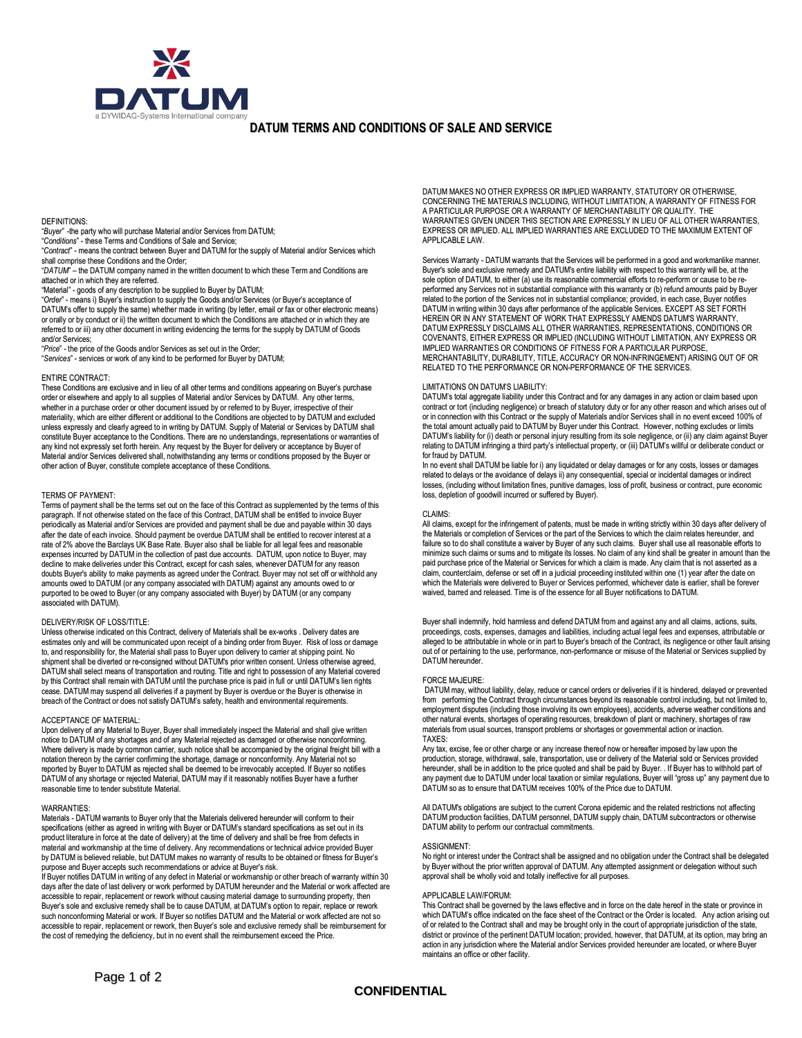DATUM

a DYWIDAG-Systems International company

# DATUM TERMS AND CONDITIONS OF SALE AND SERVICE

DEFINITIONS:

"*Buyer*" -the party who will purchase Material and/or Services from DATUM;

"*Conditions*" - these Terms and Conditions of Sale and Service;

"*Contract*" - means the contract between Buyer and DATUM for the supply of Material and/or Services which shall comprise these Conditions and the Order;

"*DATUM*" – the DATUM company named in the written document to which these Term and Conditions are attached or in which they are referred.

"Material" - goods of any description to be supplied to Buyer by DATUM;

"Order" - means i) Buyer's instruction to supply the Goods and/or Services (or Buyer's acceptance of DATUM's offer to supply the same) whether made in writing (by letter, email or fax or other electronic means) or orally or by conduct or ii) the written document to which the Conditions are attached or in which they are referred to or iii) any other document in writing evidencing the terms for the supply by DATUM of Goods and/or Services;

"*Price*" - the price of the Goods and/or Services as set out in the Order;

"*Services*" - services or work of any kind to be performed for Buyer by DATUM;

ENTIRE CONTRACT:

These Conditions are exclusive and in lieu of all other terms and conditions appearing on Buyer's purchase order or elsewhere and apply to all supplies of Material and/or Services by DATUM. Any other terms, whether in a purchase order or other document issued by or referred to by Buyer, irrespective of their materiality, which are either different or additional to the Conditions are objected to by DATUM and excluded unless expressly and clearly agreed to in writing by DATUM. Supply of Material or Services by DATUM shall constitute Buyer acceptance to the Conditions. There are no understandings, representations or warranties of any kind not expressly set forth herein. Any request by the Buyer for delivery or acceptance by Buyer of Material and/or Services delivered shall, notwithstanding any terms or conditions proposed by the Buyer or other action of Buyer, constitute complete acceptance of these Conditions.

TERMS OF PAYMENT:

Terms of payment shall be the terms set out on the face of this Contract as supplemented by the terms of this paragraph. If not otherwise stated on the face of this Contract, DATUM shall be entitled to invoice Buyer periodically as Material and/or Services are provided and payment shall be due and payable within 30 days after the date of each invoice. Should payment be overdue DATUM shall be entitled to recover interest at a rate of 2% above the Barclays UK Base Rate. Buyer also shall be liable for all legal fees and reasonable expenses incurred by DATUM in the collection of past due accounts. DATUM, upon notice to Buyer, may decline to make deliveries under this Contract, except for cash sales, whenever DATUM for any reason doubts Buyer's ability to make payments as agreed under the Contract. Buyer may not set off or withhold any amounts owed to DATUM (or any company associated with DATUM) against any amounts owed to or purported to be owed to Buyer (or any company associated with Buyer) by DATUM (or any company associated with DATUM).

DELIVERY/RISK OF LOSS/TITLE:

Unless otherwise indicated on this Contract, delivery of Materials shall be ex-works . Delivery dates are estimates only and will be communicated upon receipt of a binding order from Buyer. Risk of loss or damage to, and responsibility for, the Material shall pass to Buyer upon delivery to carrier at shipping point. No shipment shall be diverted or re-consigned without DATUM's prior written consent. Unless otherwise agreed, DATUM shall select means of transportation and routing. Title and right to possession of any Material covered by this Contract shall remain with DATUM until the purchase price is paid in full or until DATUM's lien rights cease. DATUM may suspend all deliveries if a payment by Buyer is overdue or the Buyer is otherwise in breach of the Contract or does not satisfy DATUM's safety, health and environmental requirements.

ACCEPTANCE OF MATERIAL:

Upon delivery of any Material to Buyer, Buyer shall immediately inspect the Material and shall give written notice to DATUM of any shortages and of any Material rejected as damaged or otherwise nonconforming. Where delivery is made by common carrier, such notice shall be accompanied by the original freight bill with a notation thereon by the carrier confirming the shortage, damage or nonconformity. Any Material not so reported by Buyer to DATUM as rejected shall be deemed to be irrevocably accepted. If Buyer so notifies DATUM of any shortage or rejected Material, DATUM may if it reasonably notifies Buyer have a further reasonable time to tender substitute Material.

WARRANTIES:

Materials - DATUM warrants to Buyer only that the Materials delivered hereunder will conform to their specifications (either as agreed in writing with Buyer or DATUM's standard specifications as set out in its product literature in force at the date of delivery) at the time of delivery and shall be free from defects in material and workmanship at the time of delivery. Any recommendations or technical advice provided Buyer by DATUM is believed reliable, but DATUM makes no warranty of results to be obtained or fitness for Buyer's purpose and Buyer accepts such recommendations or advice at Buyer's risk.

If Buyer notifies DATUM in writing of any defect in Material or workmanship or other breach of warranty within 30 days after the date of last delivery or work performed by DATUM hereunder and the Material or work affected are accessible to repair, replacement or rework without causing material damage to surrounding property, then Buyer's sole and exclusive remedy shall be to cause DATUM, at DATUM's option to repair, replace or rework such nonconforming Material or work. If Buyer so notifies DATUM and the Material or work affected are not so accessible to repair, replacement or rework, then Buyer's sole and exclusive remedy shall be reimbursement for the cost of remedying the deficiency, but in no event shall the reimbursement exceed the Price.

DATUM MAKES NO OTHER EXPRESS OR IMPLIED WARRANTY, STATUTORY OR OTHERWISE, CONCERNING THE MATERIALS INCLUDING, WITHOUT LIMITATION, A WARRANTY OF FITNESS FOR A PARTICULAR PURPOSE OR A WARRANTY OF MERCHANTABILITY OR QUALITY. THE WARRANTIES GIVEN UNDER THIS SECTION ARE EXPRESSLY IN LIEU OF ALL OTHER WARRANTIES, EXPRESS OR IMPLIED. ALL IMPLIED WARRANTIES ARE EXCLUDED TO THE MAXIMUM EXTENT OF APPLICABLE LAW.

Services Warranty - DATUM warrants that the Services will be performed in a good and workmanlike manner. Buyer's sole and exclusive remedy and DATUM's entire liability with respect to this warranty will be, at the sole option of DATUM, to either (a) use its reasonable commercial efforts to re-perform or cause to be re-performed any Services not in substantial compliance with this warranty or (b) refund amounts paid by Buyer related to the portion of the Services not in substantial compliance; provided, in each case, Buyer notifies DATUM in writing within 30 days after performance of the applicable Services. EXCEPT AS SET FORTH HEREIN OR IN ANY STATEMENT OF WORK THAT EXPRESSLY AMENDS DATUM'S WARRANTY, DATUM EXPRESSLY DISCLAIMS ALL OTHER WARRANTIES, REPRESENTATIONS, CONDITIONS OR COVENANTS, EITHER EXPRESS OR IMPLIED (INCLUDING WITHOUT LIMITATION, ANY EXPRESS OR IMPLIED WARRANTIES OR CONDITIONS OF FITNESS FOR A PARTICULAR PURPOSE, MERCHANTABILITY, DURABILITY, TITLE, ACCURACY OR NON-INFRINGEMENT) ARISING OUT OF OR RELATED TO THE PERFORMANCE OR NON-PERFORMANCE OF THE SERVICES.

LIMITATIONS ON DATUM'S LIABILITY:

DATUM's total aggregate liability under this Contract and for any damages in any action or claim based upon contract or tort (including negligence) or breach of statutory duty or for any other reason and which arises out of or in connection with this Contract or the supply of Materials and/or Services shall in no event exceed 100% of the total amount actually paid to DATUM by Buyer under this Contract. However, nothing excludes or limits DATUM's liability for (i) death or personal injury resulting from its sole negligence, or (ii) any claim against Buyer relating to DATUM infringing a third party's intellectual property, or (iii) DATUM's willful or deliberate conduct or for fraud by DATUM.

In no event shall DATUM be liable for i) any liquidated or delay damages or for any costs, losses or damages related to delays or the avoidance of delays ii) any consequential, special or incidental damages or indirect losses, (including without limitation fines, punitive damages, loss of profit, business or contract, pure economic loss, depletion of goodwill incurred or suffered by Buyer).

CLAIMS:

All claims, except for the infringement of patents, must be made in writing strictly within 30 days after delivery of the Materials or completion of Services or the part of the Services to which the claim relates hereunder, and failure so to do shall constitute a waiver by Buyer of any such claims. Buyer shall use all reasonable efforts to minimize such claims or sums and to mitigate its losses. No claim of any kind shall be greater in amount than the paid purchase price of the Material or Services for which a claim is made. Any claim that is not asserted as a claim, counterclaim, defense or set off in a judicial proceeding instituted within one (1) year after the date on which the Materials were delivered to Buyer or Services performed, whichever date is earlier, shall be forever waived, barred and released. Time is of the essence for all Buyer notifications to DATUM.

Buyer shall indemnify, hold harmless and defend DATUM from and against any and all claims, actions, suits, proceedings, costs, expenses, damages and liabilities, including actual legal fees and expenses, attributable or alleged to be attributable in whole or in part to Buyer's breach of the Contract, its negligence or other fault arising out of or pertaining to the use, performance, non-performance or misuse of the Material or Services supplied by DATUM hereunder.

FORCE MAJEURE:

DATUM may, without liability, delay, reduce or cancel orders or deliveries if it is hindered, delayed or prevented from performing the Contract through circumstances beyond its reasonable control including, but not limited to, employment disputes (including those involving its own employees), accidents, adverse weather conditions and other natural events, shortages of operating resources, breakdown of plant or machinery, shortages of raw materials from usual sources, transport problems or shortages or governmental action or inaction.

TAXES:

Any tax, excise, fee or other charge or any increase thereof now or hereafter imposed by law upon the production, storage, withdrawal, sale, transportation, use or delivery of the Material sold or Services provided hereunder, shall be in addition to the price quoted and shall be paid by Buyer. . If Buyer has to withhold part of any payment due to DATUM under local taxation or similar regulations, Buyer will "gross up" any payment due to DATUM so as to ensure that DATUM receives 100% of the Price due to DATUM.

All DATUM's obligations are subject to the current Corona epidemic and the related restrictions not affecting DATUM production facilities, DATUM personnel, DATUM supply chain, DATUM subcontractors or otherwise DATUM ability to perform our contractual commitments.

ASSIGNMENT:

No right or interest under the Contract shall be assigned and no obligation under the Contract shall be delegated by Buyer without the prior written approval of DATUM. Any attempted assignment or delegation without such approval shall be wholly void and totally ineffective for all purposes.

APPLICABLE LAW/FORUM:

This Contract shall be governed by the laws effective and in force on the date hereof in the state or province in which DATUM's office indicated on the face sheet of the Contract or the Order is located. Any action arising out of or related to the Contract shall and may be brought only in the court of appropriate jurisdiction of the state, district or province of the pertinent DATUM location; provided, however, that DATUM, at its option, may bring an action in any jurisdiction where the Material and/or Services provided hereunder are located, or where Buyer maintains an office or other facility.

CONFIDENTIAL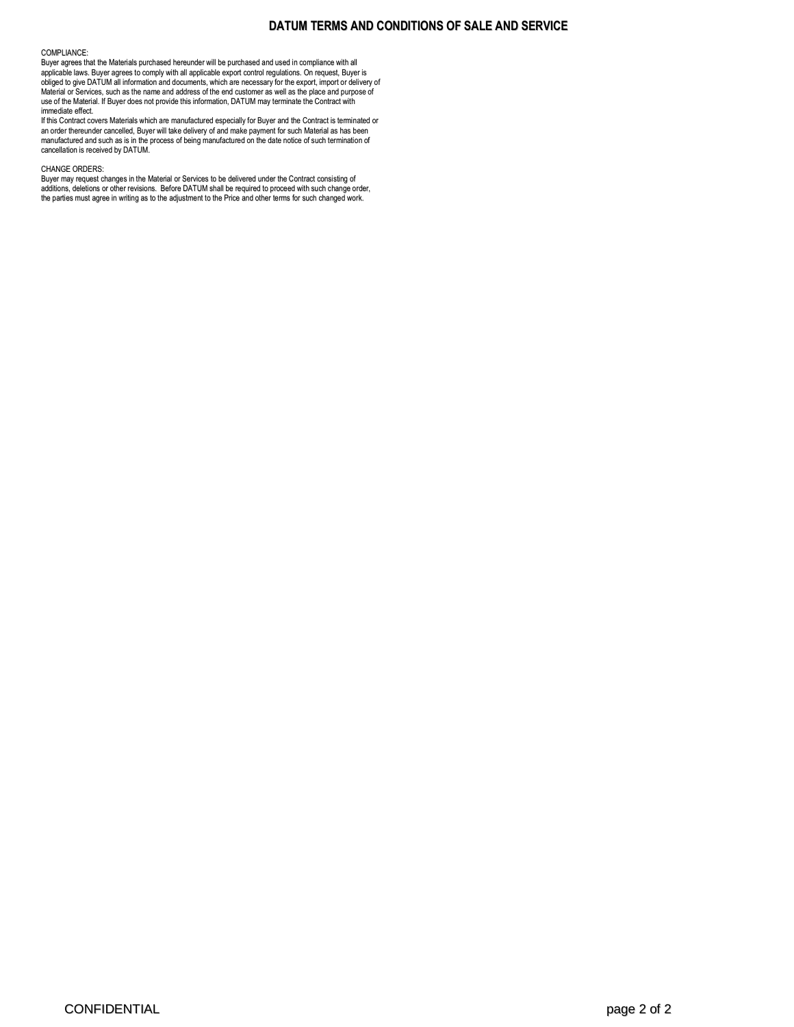# DATUM TERMS AND CONDITIONS OF SALE AND SERVICE

COMPLIANCE:
Buyer agrees that the Materials purchased hereunder will be purchased and used in compliance with all applicable laws. Buyer agrees to comply with all applicable export control regulations. On request, Buyer is obliged to give DATUM all information and documents, which are necessary for the export, import or delivery of Material or Services, such as the name and address of the end customer as well as the place and purpose of use of the Material. If Buyer does not provide this information, DATUM may terminate the Contract with immediate effect.
If this Contract covers Materials which are manufactured especially for Buyer and the Contract is terminated or an order thereunder cancelled, Buyer will take delivery of and make payment for such Material as has been manufactured and such as is in the process of being manufactured on the date notice of such termination of cancellation is received by DATUM.

CHANGE ORDERS:
Buyer may request changes in the Material or Services to be delivered under the Contract consisting of additions, deletions or other revisions. Before DATUM shall be required to proceed with such change order, the parties must agree in writing as to the adjustment to the Price and other terms for such changed work.

CONFIDENTIAL